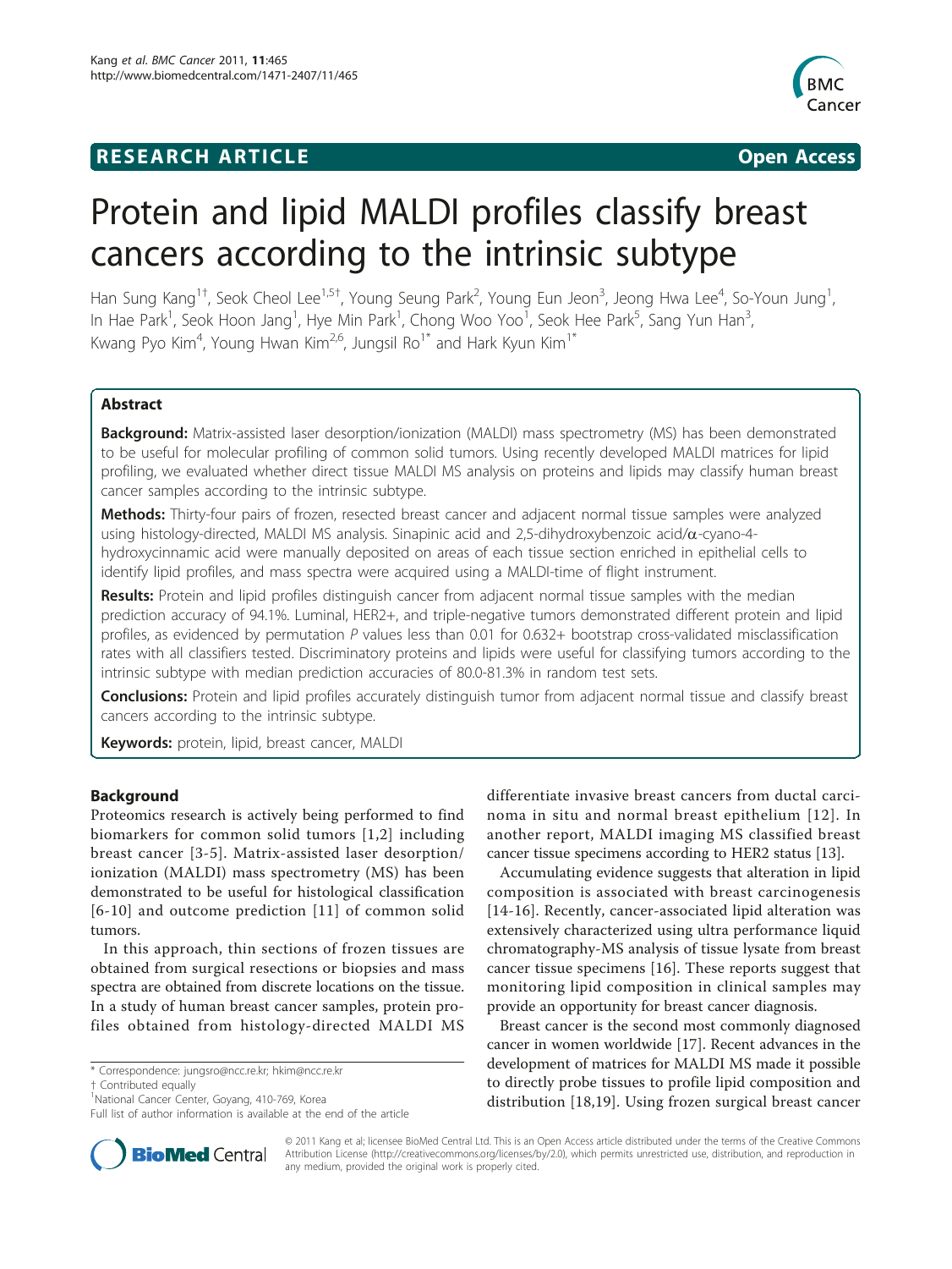**RESEARCH ARTICLE** **Open Access**

# Protein and lipid MALDI profiles classify breast cancers according to the intrinsic subtype

Han Sung Kang[1†], Seok Cheol Lee[1,5†], Young Seung Park[2], Young Eun Jeon[3], Jeong Hwa Lee[4], So-Youn Jung[1], In Hae Park[1], Seok Hoon Jang[1], Hye Min Park[1], Chong Woo Yoo[1], Seok Hee Park[5], Sang Yun Han[3], Kwang Pyo Kim[4], Young Hwan Kim[2,6], Jungsil Ro[1*] and Hark Kyun Kim[1*]

## Abstract

**Background:** Matrix-assisted laser desorption/ionization (MALDI) mass spectrometry (MS) has been demonstrated to be useful for molecular profiling of common solid tumors. Using recently developed MALDI matrices for lipid profiling, we evaluated whether direct tissue MALDI MS analysis on proteins and lipids may classify human breast cancer samples according to the intrinsic subtype.

**Methods:** Thirty-four pairs of frozen, resected breast cancer and adjacent normal tissue samples were analyzed using histology-directed, MALDI MS analysis. Sinapinic acid and 2,5-dihydroxybenzoic acid/α-cyano-4-hydroxycinnamic acid were manually deposited on areas of each tissue section enriched in epithelial cells to identify lipid profiles, and mass spectra were acquired using a MALDI-time of flight instrument.

**Results:** Protein and lipid profiles distinguish cancer from adjacent normal tissue samples with the median prediction accuracy of 94.1%. Luminal, HER2+, and triple-negative tumors demonstrated different protein and lipid profiles, as evidenced by permutation *P* values less than 0.01 for 0.632+ bootstrap cross-validated misclassification rates with all classifiers tested. Discriminatory proteins and lipids were useful for classifying tumors according to the intrinsic subtype with median prediction accuracies of 80.0-81.3% in random test sets.

**Conclusions:** Protein and lipid profiles accurately distinguish tumor from adjacent normal tissue and classify breast cancers according to the intrinsic subtype.

**Keywords:** protein, lipid, breast cancer, MALDI

## Background

Proteomics research is actively being performed to find biomarkers for common solid tumors [1,2] including breast cancer [3-5]. Matrix-assisted laser desorption/ionization (MALDI) mass spectrometry (MS) has been demonstrated to be useful for histological classification [6-10] and outcome prediction [11] of common solid tumors.

In this approach, thin sections of frozen tissues are obtained from surgical resections or biopsies and mass spectra are obtained from discrete locations on the tissue. In a study of human breast cancer samples, protein profiles obtained from histology-directed MALDI MS differentiate invasive breast cancers from ductal carcinoma in situ and normal breast epithelium [12]. In another report, MALDI imaging MS classified breast cancer tissue specimens according to HER2 status [13].

Accumulating evidence suggests that alteration in lipid composition is associated with breast carcinogenesis [14-16]. Recently, cancer-associated lipid alteration was extensively characterized using ultra performance liquid chromatography-MS analysis of tissue lysate from breast cancer tissue specimens [16]. These reports suggest that monitoring lipid composition in clinical samples may provide an opportunity for breast cancer diagnosis.

Breast cancer is the second most commonly diagnosed cancer in women worldwide [17]. Recent advances in the development of matrices for MALDI MS made it possible to directly probe tissues to profile lipid composition and distribution [18,19]. Using frozen surgical breast cancer

* Correspondence: jungsro@ncc.re.kr; hkim@ncc.re.kr
† Contributed equally
[1]National Cancer Center, Goyang, 410-769, Korea
Full list of author information is available at the end of the article

© 2011 Kang et al; licensee BioMed Central Ltd. This is an Open Access article distributed under the terms of the Creative Commons Attribution License (http://creativecommons.org/licenses/by/2.0), which permits unrestricted use, distribution, and reproduction in any medium, provided the original work is properly cited.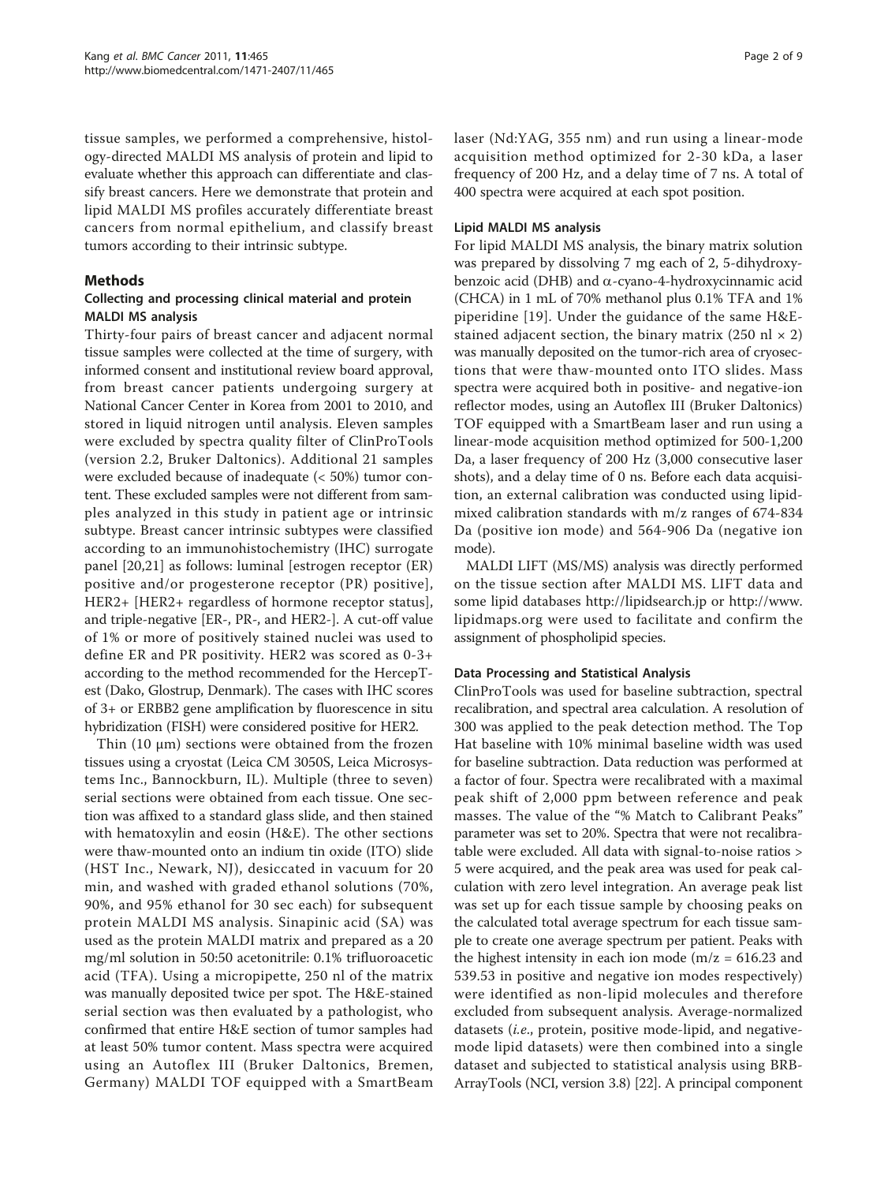tissue samples, we performed a comprehensive, histology-directed MALDI MS analysis of protein and lipid to evaluate whether this approach can differentiate and classify breast cancers. Here we demonstrate that protein and lipid MALDI MS profiles accurately differentiate breast cancers from normal epithelium, and classify breast tumors according to their intrinsic subtype.

## Methods

### Collecting and processing clinical material and protein MALDI MS analysis

Thirty-four pairs of breast cancer and adjacent normal tissue samples were collected at the time of surgery, with informed consent and institutional review board approval, from breast cancer patients undergoing surgery at National Cancer Center in Korea from 2001 to 2010, and stored in liquid nitrogen until analysis. Eleven samples were excluded by spectra quality filter of ClinProTools (version 2.2, Bruker Daltonics). Additional 21 samples were excluded because of inadequate (< 50%) tumor content. These excluded samples were not different from samples analyzed in this study in patient age or intrinsic subtype. Breast cancer intrinsic subtypes were classified according to an immunohistochemistry (IHC) surrogate panel [20,21] as follows: luminal [estrogen receptor (ER) positive and/or progesterone receptor (PR) positive], HER2+ [HER2+ regardless of hormone receptor status], and triple-negative [ER-, PR-, and HER2-]. A cut-off value of 1% or more of positively stained nuclei was used to define ER and PR positivity. HER2 was scored as 0-3+ according to the method recommended for the HercepTest (Dako, Glostrup, Denmark). The cases with IHC scores of 3+ or ERBB2 gene amplification by fluorescence in situ hybridization (FISH) were considered positive for HER2.

Thin (10 μm) sections were obtained from the frozen tissues using a cryostat (Leica CM 3050S, Leica Microsystems Inc., Bannockburn, IL). Multiple (three to seven) serial sections were obtained from each tissue. One section was affixed to a standard glass slide, and then stained with hematoxylin and eosin (H&E). The other sections were thaw-mounted onto an indium tin oxide (ITO) slide (HST Inc., Newark, NJ), desiccated in vacuum for 20 min, and washed with graded ethanol solutions (70%, 90%, and 95% ethanol for 30 sec each) for subsequent protein MALDI MS analysis. Sinapinic acid (SA) was used as the protein MALDI matrix and prepared as a 20 mg/ml solution in 50:50 acetonitrile: 0.1% trifluoroacetic acid (TFA). Using a micropipette, 250 nl of the matrix was manually deposited twice per spot. The H&E-stained serial section was then evaluated by a pathologist, who confirmed that entire H&E section of tumor samples had at least 50% tumor content. Mass spectra were acquired using an Autoflex III (Bruker Daltonics, Bremen, Germany) MALDI TOF equipped with a SmartBeam laser (Nd:YAG, 355 nm) and run using a linear-mode acquisition method optimized for 2-30 kDa, a laser frequency of 200 Hz, and a delay time of 7 ns. A total of 400 spectra were acquired at each spot position.

### Lipid MALDI MS analysis

For lipid MALDI MS analysis, the binary matrix solution was prepared by dissolving 7 mg each of 2, 5-dihydroxybenzoic acid (DHB) and α-cyano-4-hydroxycinnamic acid (CHCA) in 1 mL of 70% methanol plus 0.1% TFA and 1% piperidine [19]. Under the guidance of the same H&E-stained adjacent section, the binary matrix (250 nl × 2) was manually deposited on the tumor-rich area of cryosections that were thaw-mounted onto ITO slides. Mass spectra were acquired both in positive- and negative-ion reflector modes, using an Autoflex III (Bruker Daltonics) TOF equipped with a SmartBeam laser and run using a linear-mode acquisition method optimized for 500-1,200 Da, a laser frequency of 200 Hz (3,000 consecutive laser shots), and a delay time of 0 ns. Before each data acquisition, an external calibration was conducted using lipid-mixed calibration standards with m/z ranges of 674-834 Da (positive ion mode) and 564-906 Da (negative ion mode).

MALDI LIFT (MS/MS) analysis was directly performed on the tissue section after MALDI MS. LIFT data and some lipid databases http://lipidsearch.jp or http://www.lipidmaps.org were used to facilitate and confirm the assignment of phospholipid species.

### Data Processing and Statistical Analysis

ClinProTools was used for baseline subtraction, spectral recalibration, and spectral area calculation. A resolution of 300 was applied to the peak detection method. The Top Hat baseline with 10% minimal baseline width was used for baseline subtraction. Data reduction was performed at a factor of four. Spectra were recalibrated with a maximal peak shift of 2,000 ppm between reference and peak masses. The value of the "% Match to Calibrant Peaks" parameter was set to 20%. Spectra that were not recalibratable were excluded. All data with signal-to-noise ratios > 5 were acquired, and the peak area was used for peak calculation with zero level integration. An average peak list was set up for each tissue sample by choosing peaks on the calculated total average spectrum for each tissue sample to create one average spectrum per patient. Peaks with the highest intensity in each ion mode (m/z = 616.23 and 539.53 in positive and negative ion modes respectively) were identified as non-lipid molecules and therefore excluded from subsequent analysis. Average-normalized datasets (*i.e.*, protein, positive mode-lipid, and negative-mode lipid datasets) were then combined into a single dataset and subjected to statistical analysis using BRB-ArrayTools (NCI, version 3.8) [22]. A principal component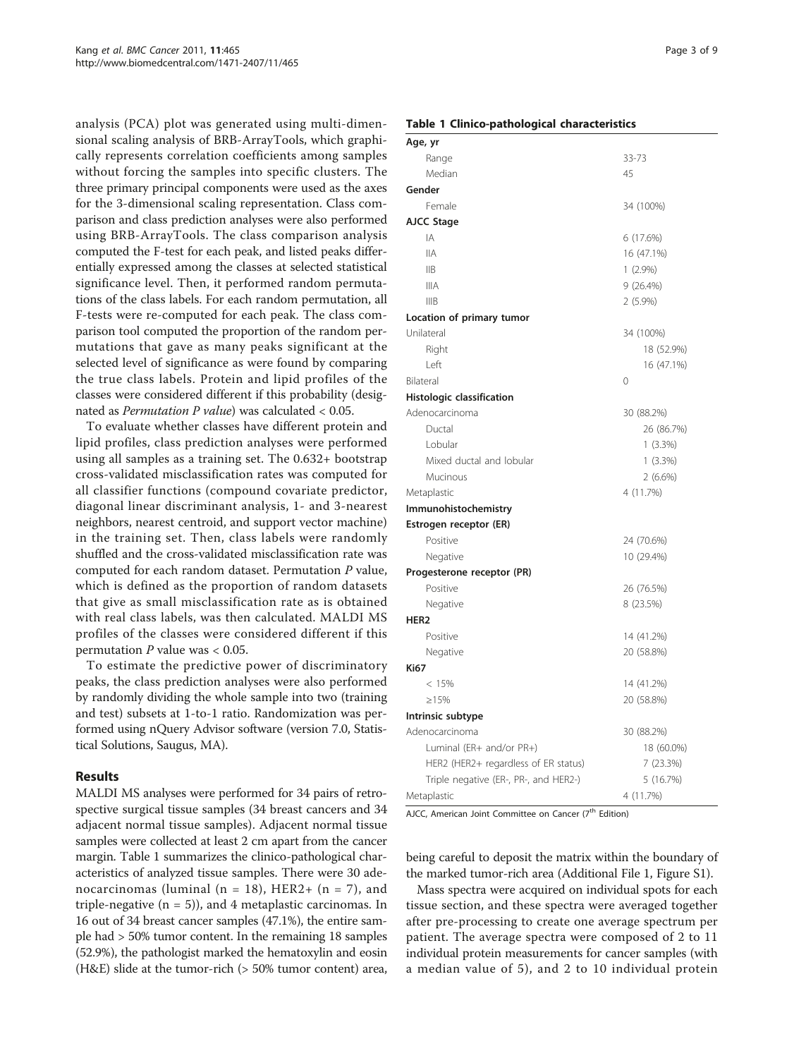analysis (PCA) plot was generated using multi-dimensional scaling analysis of BRB-ArrayTools, which graphically represents correlation coefficients among samples without forcing the samples into specific clusters. The three primary principal components were used as the axes for the 3-dimensional scaling representation. Class comparison and class prediction analyses were also performed using BRB-ArrayTools. The class comparison analysis computed the F-test for each peak, and listed peaks differentially expressed among the classes at selected statistical significance level. Then, it performed random permutations of the class labels. For each random permutation, all F-tests were re-computed for each peak. The class comparison tool computed the proportion of the random permutations that gave as many peaks significant at the selected level of significance as were found by comparing the true class labels. Protein and lipid profiles of the classes were considered different if this probability (designated as *Permutation P value*) was calculated < 0.05.

To evaluate whether classes have different protein and lipid profiles, class prediction analyses were performed using all samples as a training set. The 0.632+ bootstrap cross-validated misclassification rates was computed for all classifier functions (compound covariate predictor, diagonal linear discriminant analysis, 1- and 3-nearest neighbors, nearest centroid, and support vector machine) in the training set. Then, class labels were randomly shuffled and the cross-validated misclassification rate was computed for each random dataset. Permutation *P* value, which is defined as the proportion of random datasets that give as small misclassification rate as is obtained with real class labels, was then calculated. MALDI MS profiles of the classes were considered different if this permutation *P* value was < 0.05.

To estimate the predictive power of discriminatory peaks, the class prediction analyses were also performed by randomly dividing the whole sample into two (training and test) subsets at 1-to-1 ratio. Randomization was performed using nQuery Advisor software (version 7.0, Statistical Solutions, Saugus, MA).

## Results

MALDI MS analyses were performed for 34 pairs of retrospective surgical tissue samples (34 breast cancers and 34 adjacent normal tissue samples). Adjacent normal tissue samples were collected at least 2 cm apart from the cancer margin. Table 1 summarizes the clinico-pathological characteristics of analyzed tissue samples. There were 30 adenocarcinomas (luminal (n = 18), HER2+ (n = 7), and triple-negative (n = 5)), and 4 metaplastic carcinomas. In 16 out of 34 breast cancer samples (47.1%), the entire sample had > 50% tumor content. In the remaining 18 samples (52.9%), the pathologist marked the hematoxylin and eosin (H&E) slide at the tumor-rich (> 50% tumor content) area, being careful to deposit the matrix within the boundary of the marked tumor-rich area (Additional File 1, Figure S1).

Mass spectra were acquired on individual spots for each tissue section, and these spectra were averaged together after pre-processing to create one average spectrum per patient. The average spectra were composed of 2 to 11 individual protein measurements for cancer samples (with a median value of 5), and 2 to 10 individual protein

**Table 1 Clinico-pathological characteristics**

| | |
|---|---|
| **Age, yr** | |
| Range | 33-73 |
| Median | 45 |
| **Gender** | |
| Female | 34 (100%) |
| **AJCC Stage** | |
| IA | 6 (17.6%) |
| IIA | 16 (47.1%) |
| IIB | 1 (2.9%) |
| IIIA | 9 (26.4%) |
| IIIB | 2 (5.9%) |
| **Location of primary tumor** | |
| Unilateral | 34 (100%) |
| Right | 18 (52.9%) |
| Left | 16 (47.1%) |
| Bilateral | 0 |
| **Histologic classification** | |
| Adenocarcinoma | 30 (88.2%) |
| Ductal | 26 (86.7%) |
| Lobular | 1 (3.3%) |
| Mixed ductal and lobular | 1 (3.3%) |
| Mucinous | 2 (6.6%) |
| Metaplastic | 4 (11.7%) |
| **Immunohistochemistry** | |
| **Estrogen receptor (ER)** | |
| Positive | 24 (70.6%) |
| Negative | 10 (29.4%) |
| **Progesterone receptor (PR)** | |
| Positive | 26 (76.5%) |
| Negative | 8 (23.5%) |
| **HER2** | |
| Positive | 14 (41.2%) |
| Negative | 20 (58.8%) |
| **Ki67** | |
| < 15% | 14 (41.2%) |
| ≥15% | 20 (58.8%) |
| **Intrinsic subtype** | |
| Adenocarcinoma | 30 (88.2%) |
| Luminal (ER+ and/or PR+) | 18 (60.0%) |
| HER2 (HER2+ regardless of ER status) | 7 (23.3%) |
| Triple negative (ER-, PR-, and HER2-) | 5 (16.7%) |
| Metaplastic | 4 (11.7%) |

AJCC, American Joint Committee on Cancer (7th Edition)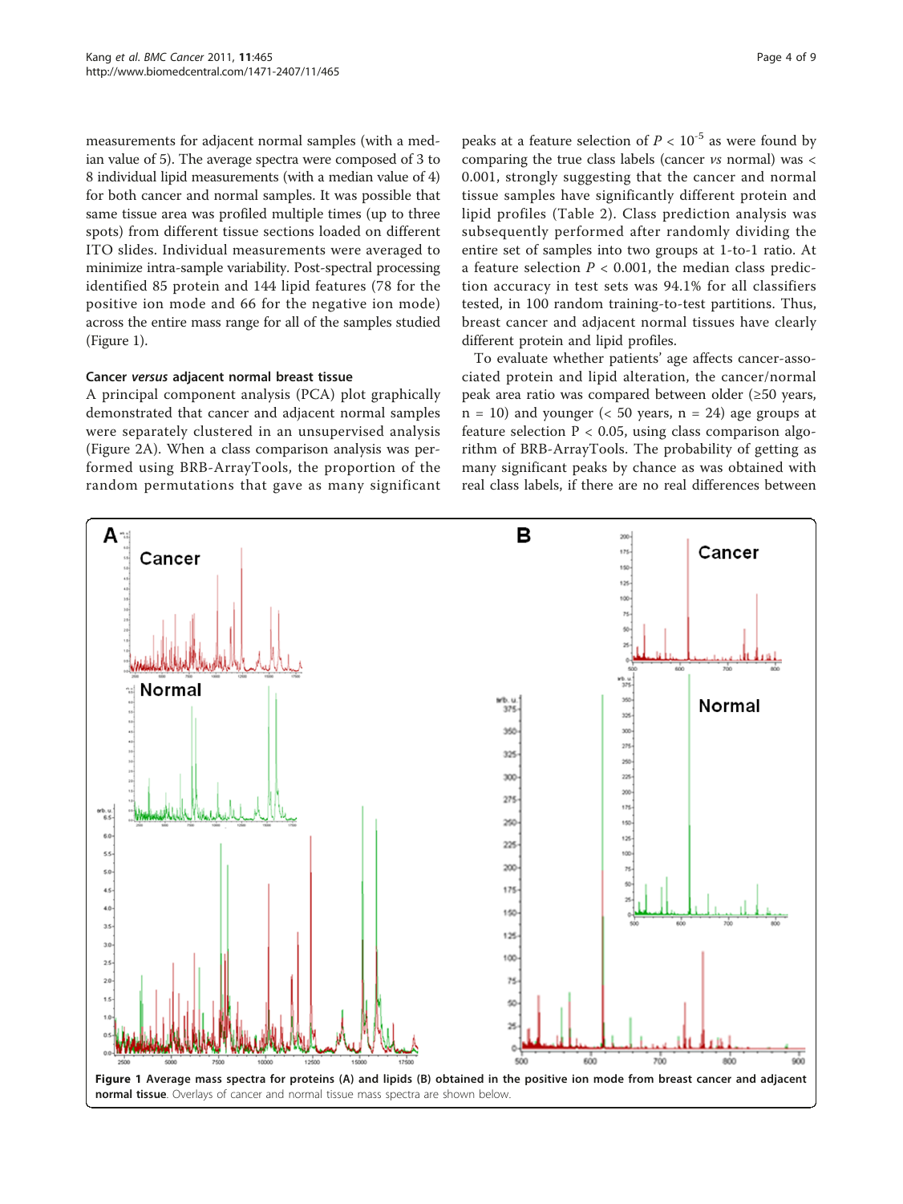measurements for adjacent normal samples (with a median value of 5). The average spectra were composed of 3 to 8 individual lipid measurements (with a median value of 4) for both cancer and normal samples. It was possible that same tissue area was profiled multiple times (up to three spots) from different tissue sections loaded on different ITO slides. Individual measurements were averaged to minimize intra-sample variability. Post-spectral processing identified 85 protein and 144 lipid features (78 for the positive ion mode and 66 for the negative ion mode) across the entire mass range for all of the samples studied (Figure 1).

### Cancer *versus* adjacent normal breast tissue

A principal component analysis (PCA) plot graphically demonstrated that cancer and adjacent normal samples were separately clustered in an unsupervised analysis (Figure 2A). When a class comparison analysis was performed using BRB-ArrayTools, the proportion of the random permutations that gave as many significant peaks at a feature selection of $P < 10^{-5}$ as were found by comparing the true class labels (cancer *vs* normal) was < 0.001, strongly suggesting that the cancer and normal tissue samples have significantly different protein and lipid profiles (Table 2). Class prediction analysis was subsequently performed after randomly dividing the entire set of samples into two groups at 1-to-1 ratio. At a feature selection $P < 0.001$, the median class prediction accuracy in test sets was 94.1% for all classifiers tested, in 100 random training-to-test partitions. Thus, breast cancer and adjacent normal tissues have clearly different protein and lipid profiles.

To evaluate whether patients' age affects cancer-associated protein and lipid alteration, the cancer/normal peak area ratio was compared between older (≥50 years, n = 10) and younger (< 50 years, n = 24) age groups at feature selection $P < 0.05$, using class comparison algorithm of BRB-ArrayTools. The probability of getting as many significant peaks by chance as was obtained with real class labels, if there are no real differences between

**Figure 1 Average mass spectra for proteins (A) and lipids (B) obtained in the positive ion mode from breast cancer and adjacent normal tissue**. Overlays of cancer and normal tissue mass spectra are shown below.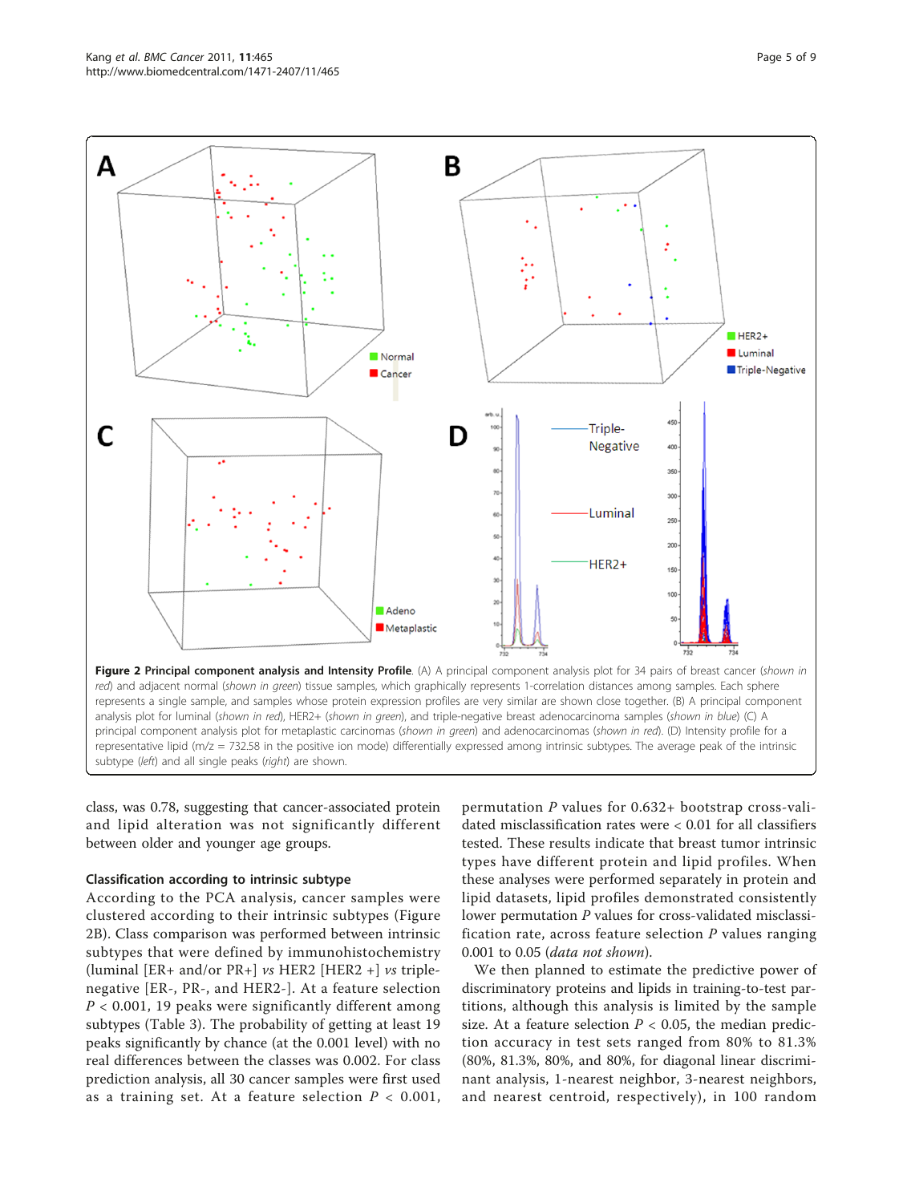**Figure 2 Principal component analysis and Intensity Profile**. (A) A principal component analysis plot for 34 pairs of breast cancer (*shown in red*) and adjacent normal (*shown in green*) tissue samples, which graphically represents 1-correlation distances among samples. Each sphere represents a single sample, and samples whose protein expression profiles are very similar are shown close together. (B) A principal component analysis plot for luminal (*shown in red*), HER2+ (*shown in green*), and triple-negative breast adenocarcinoma samples (*shown in blue*) (C) A principal component analysis plot for metaplastic carcinomas (*shown in green*) and adenocarcinomas (*shown in red*). (D) Intensity profile for a representative lipid (m/z = 732.58 in the positive ion mode) differentially expressed among intrinsic subtypes. The average peak of the intrinsic subtype (*left*) and all single peaks (*right*) are shown.

class, was 0.78, suggesting that cancer-associated protein and lipid alteration was not significantly different between older and younger age groups.

### Classification according to intrinsic subtype

According to the PCA analysis, cancer samples were clustered according to their intrinsic subtypes (Figure 2B). Class comparison was performed between intrinsic subtypes that were defined by immunohistochemistry (luminal [ER+ and/or PR+] *vs* HER2 [HER2 +] *vs* triple-negative [ER-, PR-, and HER2-]. At a feature selection $P < 0.001$, 19 peaks were significantly different among subtypes (Table 3). The probability of getting at least 19 peaks significantly by chance (at the 0.001 level) with no real differences between the classes was 0.002. For class prediction analysis, all 30 cancer samples were first used as a training set. At a feature selection $P < 0.001$, permutation $P$ values for 0.632+ bootstrap cross-validated misclassification rates were < 0.01 for all classifiers tested. These results indicate that breast tumor intrinsic types have different protein and lipid profiles. When these analyses were performed separately in protein and lipid datasets, lipid profiles demonstrated consistently lower permutation $P$ values for cross-validated misclassification rate, across feature selection $P$ values ranging 0.001 to 0.05 (*data not shown*).

We then planned to estimate the predictive power of discriminatory proteins and lipids in training-to-test partitions, although this analysis is limited by the sample size. At a feature selection $P < 0.05$, the median prediction accuracy in test sets ranged from 80% to 81.3% (80%, 81.3%, 80%, and 80%, for diagonal linear discriminant analysis, 1-nearest neighbor, 3-nearest neighbors, and nearest centroid, respectively), in 100 random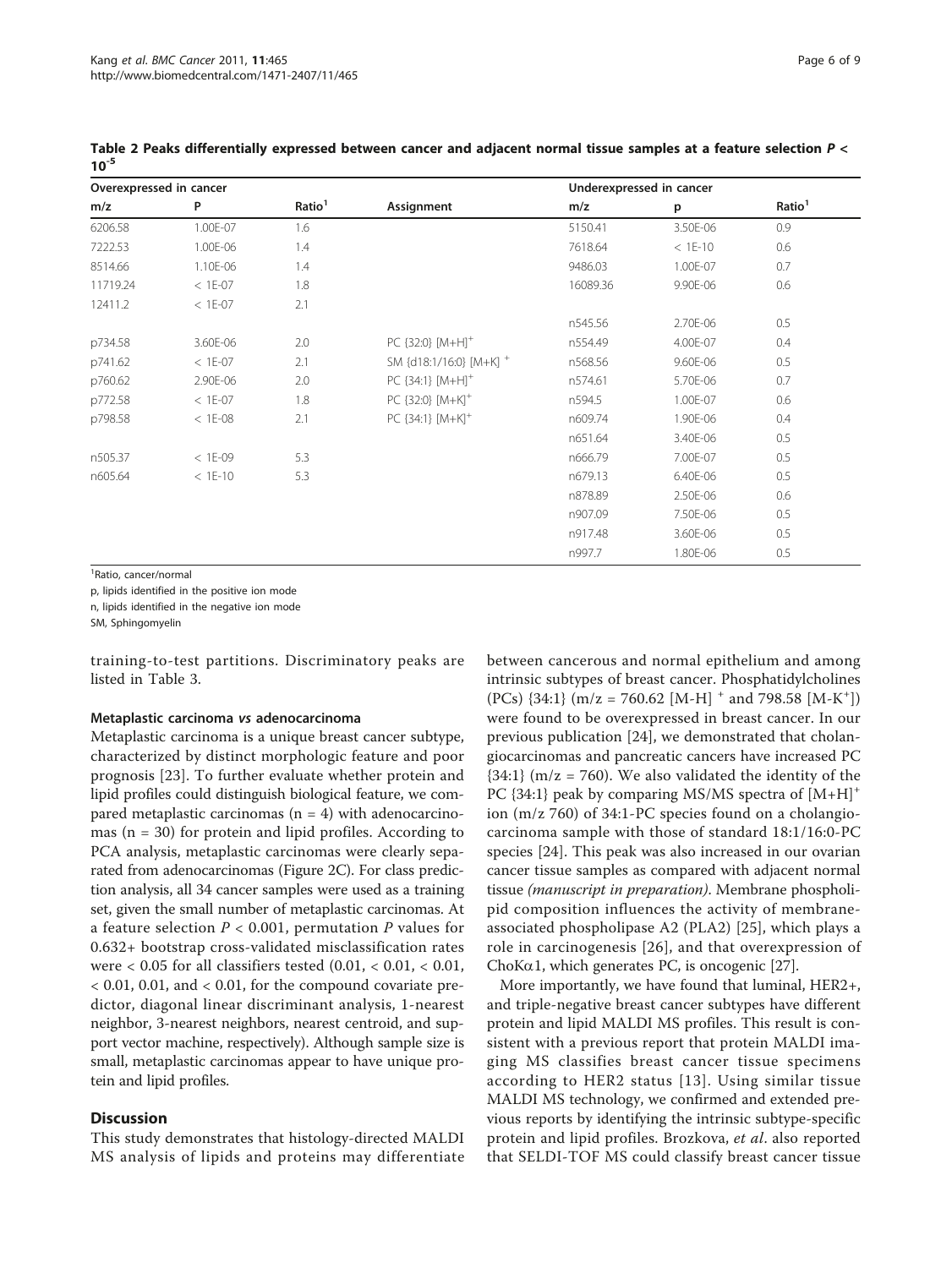**Table 2 Peaks differentially expressed between cancer and adjacent normal tissue samples at a feature selection $P < 10^{-5}$**

| Overexpressed in cancer | | | | Underexpressed in cancer | | |
|---|---|---|---|---|---|---|
| m/z | P | Ratio[1] | Assignment | m/z | p | Ratio[1] |
| 6206.58 | 1.00E-07 | 1.6 | | 5150.41 | 3.50E-06 | 0.9 |
| 7222.53 | 1.00E-06 | 1.4 | | 7618.64 | < 1E-10 | 0.6 |
| 8514.66 | 1.10E-06 | 1.4 | | 9486.03 | 1.00E-07 | 0.7 |
| 11719.24 | < 1E-07 | 1.8 | | 16089.36 | 9.90E-06 | 0.6 |
| 12411.2 | < 1E-07 | 2.1 | | | | |
| | | | | n545.56 | 2.70E-06 | 0.5 |
| p734.58 | 3.60E-06 | 2.0 | PC {32:0} $[M+H]^+$ | n554.49 | 4.00E-07 | 0.4 |
| p741.62 | < 1E-07 | 2.1 | SM {d18:1/16:0} $[M+K]^+$ | n568.56 | 9.60E-06 | 0.5 |
| p760.62 | 2.90E-06 | 2.0 | PC {34:1} $[M+H]^+$ | n574.61 | 5.70E-06 | 0.7 |
| p772.58 | < 1E-07 | 1.8 | PC {32:0} $[M+K]^+$ | n594.5 | 1.00E-07 | 0.6 |
| p798.58 | < 1E-08 | 2.1 | PC {34:1} $[M+K]^+$ | n609.74 | 1.90E-06 | 0.4 |
| | | | | n651.64 | 3.40E-06 | 0.5 |
| n505.37 | < 1E-09 | 5.3 | | n666.79 | 7.00E-07 | 0.5 |
| n605.64 | < 1E-10 | 5.3 | | n679.13 | 6.40E-06 | 0.5 |
| | | | | n878.89 | 2.50E-06 | 0.6 |
| | | | | n907.09 | 7.50E-06 | 0.5 |
| | | | | n917.48 | 3.60E-06 | 0.5 |
| | | | | n997.7 | 1.80E-06 | 0.5 |

[1]Ratio, cancer/normal

p, lipids identified in the positive ion mode

n, lipids identified in the negative ion mode

SM, Sphingomyelin

training-to-test partitions. Discriminatory peaks are listed in Table 3.

#### Metaplastic carcinoma *vs* adenocarcinoma

Metaplastic carcinoma is a unique breast cancer subtype, characterized by distinct morphologic feature and poor prognosis [23]. To further evaluate whether protein and lipid profiles could distinguish biological feature, we compared metaplastic carcinomas (n = 4) with adenocarcinomas (n = 30) for protein and lipid profiles. According to PCA analysis, metaplastic carcinomas were clearly separated from adenocarcinomas (Figure 2C). For class prediction analysis, all 34 cancer samples were used as a training set, given the small number of metaplastic carcinomas. At a feature selection $P < 0.001$, permutation $P$ values for 0.632+ bootstrap cross-validated misclassification rates were < 0.05 for all classifiers tested (0.01, < 0.01, < 0.01, < 0.01, 0.01, and < 0.01, for the compound covariate predictor, diagonal linear discriminant analysis, 1-nearest neighbor, 3-nearest neighbors, nearest centroid, and support vector machine, respectively). Although sample size is small, metaplastic carcinomas appear to have unique protein and lipid profiles.

## Discussion

This study demonstrates that histology-directed MALDI MS analysis of lipids and proteins may differentiate between cancerous and normal epithelium and among intrinsic subtypes of breast cancer. Phosphatidylcholines (PCs) {34:1} (m/z = 760.62 $[M\text{-}H]^+$ and 798.58 $[M\text{-}K^+]$) were found to be overexpressed in breast cancer. In our previous publication [24], we demonstrated that cholangiocarcinomas and pancreatic cancers have increased PC {34:1} (m/z = 760). We also validated the identity of the PC {34:1} peak by comparing MS/MS spectra of $[M+H]^+$ ion (m/z 760) of 34:1-PC species found on a cholangiocarcinoma sample with those of standard 18:1/16:0-PC species [24]. This peak was also increased in our ovarian cancer tissue samples as compared with adjacent normal tissue *(manuscript in preparation)*. Membrane phospholipid composition influences the activity of membrane-associated phospholipase A2 (PLA2) [25], which plays a role in carcinogenesis [26], and that overexpression of ChoK$\alpha$1, which generates PC, is oncogenic [27].

More importantly, we have found that luminal, HER2+, and triple-negative breast cancer subtypes have different protein and lipid MALDI MS profiles. This result is consistent with a previous report that protein MALDI imaging MS classifies breast cancer tissue specimens according to HER2 status [13]. Using similar tissue MALDI MS technology, we confirmed and extended previous reports by identifying the intrinsic subtype-specific protein and lipid profiles. Brozkova, *et al*. also reported that SELDI-TOF MS could classify breast cancer tissue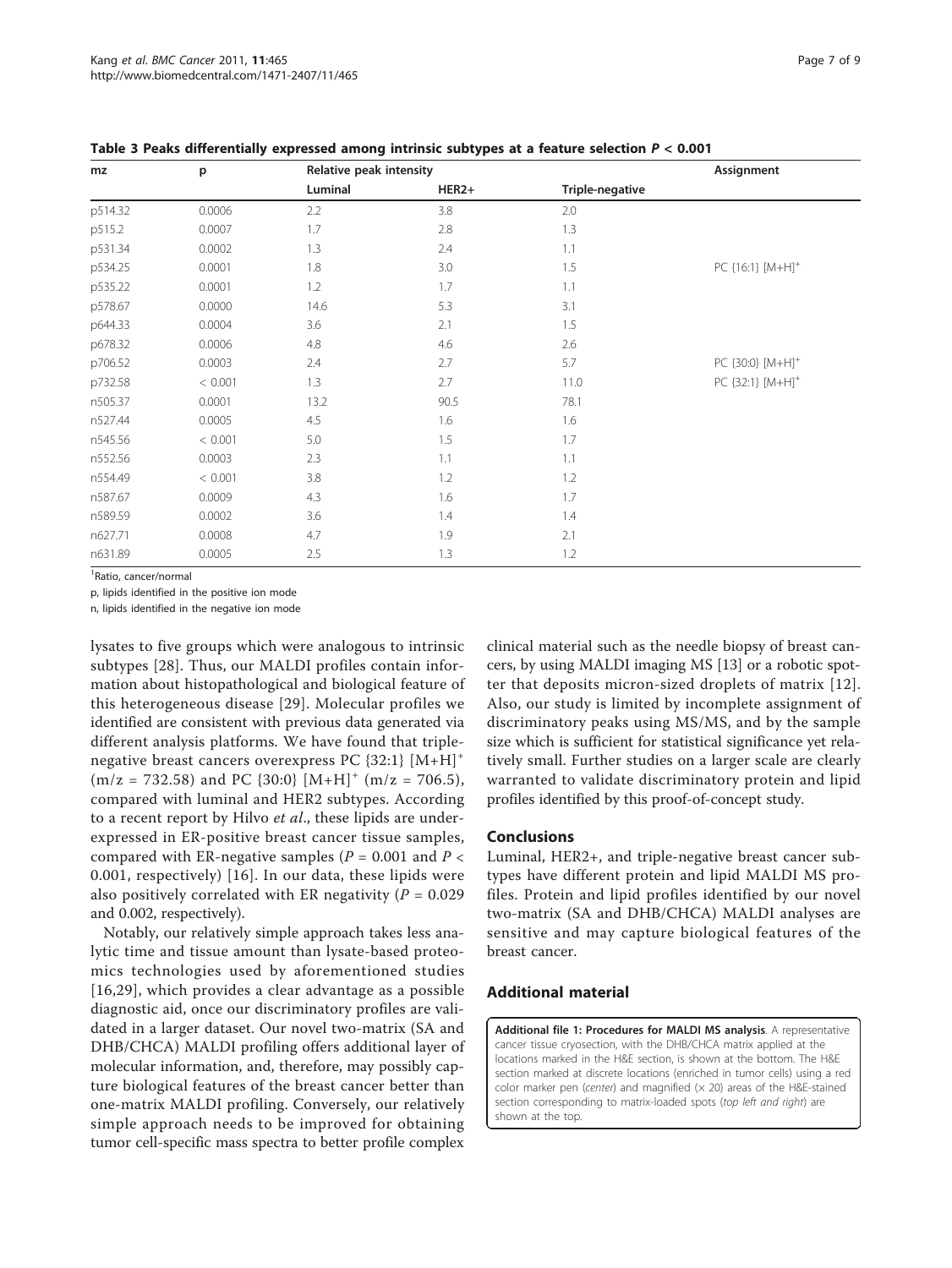**Table 3 Peaks differentially expressed among intrinsic subtypes at a feature selection $P < 0.001$**

| mz | p | Relative peak intensity | | | Assignment |
|---|---|---|---|---|---|
| | | Luminal | HER2+ | Triple-negative | |
| p514.32 | 0.0006 | 2.2 | 3.8 | 2.0 | |
| p515.2 | 0.0007 | 1.7 | 2.8 | 1.3 | |
| p531.34 | 0.0002 | 1.3 | 2.4 | 1.1 | |
| p534.25 | 0.0001 | 1.8 | 3.0 | 1.5 | PC {16:1} $[M+H]^+$ |
| p535.22 | 0.0001 | 1.2 | 1.7 | 1.1 | |
| p578.67 | 0.0000 | 14.6 | 5.3 | 3.1 | |
| p644.33 | 0.0004 | 3.6 | 2.1 | 1.5 | |
| p678.32 | 0.0006 | 4.8 | 4.6 | 2.6 | |
| p706.52 | 0.0003 | 2.4 | 2.7 | 5.7 | PC {30:0} $[M+H]^+$ |
| p732.58 | < 0.001 | 1.3 | 2.7 | 11.0 | PC {32:1} $[M+H]^+$ |
| n505.37 | 0.0001 | 13.2 | 90.5 | 78.1 | |
| n527.44 | 0.0005 | 4.5 | 1.6 | 1.6 | |
| n545.56 | < 0.001 | 5.0 | 1.5 | 1.7 | |
| n552.56 | 0.0003 | 2.3 | 1.1 | 1.1 | |
| n554.49 | < 0.001 | 3.8 | 1.2 | 1.2 | |
| n587.67 | 0.0009 | 4.3 | 1.6 | 1.7 | |
| n589.59 | 0.0002 | 3.6 | 1.4 | 1.4 | |
| n627.71 | 0.0008 | 4.7 | 1.9 | 2.1 | |
| n631.89 | 0.0005 | 2.5 | 1.3 | 1.2 | |

[1]Ratio, cancer/normal

p, lipids identified in the positive ion mode

n, lipids identified in the negative ion mode

lysates to five groups which were analogous to intrinsic subtypes [28]. Thus, our MALDI profiles contain information about histopathological and biological feature of this heterogeneous disease [29]. Molecular profiles we identified are consistent with previous data generated via different analysis platforms. We have found that triple-negative breast cancers overexpress PC {32:1} $[M+H]^+$ ($m/z = 732.58$) and PC {30:0} $[M+H]^+$ ($m/z = 706.5$), compared with luminal and HER2 subtypes. According to a recent report by Hilvo *et al*., these lipids are under-expressed in ER-positive breast cancer tissue samples, compared with ER-negative samples ($P = 0.001$ and $P < 0.001$, respectively) [16]. In our data, these lipids were also positively correlated with ER negativity ($P = 0.029$ and 0.002, respectively).

Notably, our relatively simple approach takes less analytic time and tissue amount than lysate-based proteomics technologies used by aforementioned studies [16,29], which provides a clear advantage as a possible diagnostic aid, once our discriminatory profiles are validated in a larger dataset. Our novel two-matrix (SA and DHB/CHCA) MALDI profiling offers additional layer of molecular information, and, therefore, may possibly capture biological features of the breast cancer better than one-matrix MALDI profiling. Conversely, our relatively simple approach needs to be improved for obtaining tumor cell-specific mass spectra to better profile complex clinical material such as the needle biopsy of breast cancers, by using MALDI imaging MS [13] or a robotic spotter that deposits micron-sized droplets of matrix [12]. Also, our study is limited by incomplete assignment of discriminatory peaks using MS/MS, and by the sample size which is sufficient for statistical significance yet relatively small. Further studies on a larger scale are clearly warranted to validate discriminatory protein and lipid profiles identified by this proof-of-concept study.

## Conclusions

Luminal, HER2+, and triple-negative breast cancer subtypes have different protein and lipid MALDI MS profiles. Protein and lipid profiles identified by our novel two-matrix (SA and DHB/CHCA) MALDI analyses are sensitive and may capture biological features of the breast cancer.

## Additional material

**Additional file 1: Procedures for MALDI MS analysis**. A representative cancer tissue cryosection, with the DHB/CHCA matrix applied at the locations marked in the H&E section, is shown at the bottom. The H&E section marked at discrete locations (enriched in tumor cells) using a red color marker pen (*center*) and magnified (× 20) areas of the H&E-stained section corresponding to matrix-loaded spots (*top left and right*) are shown at the top.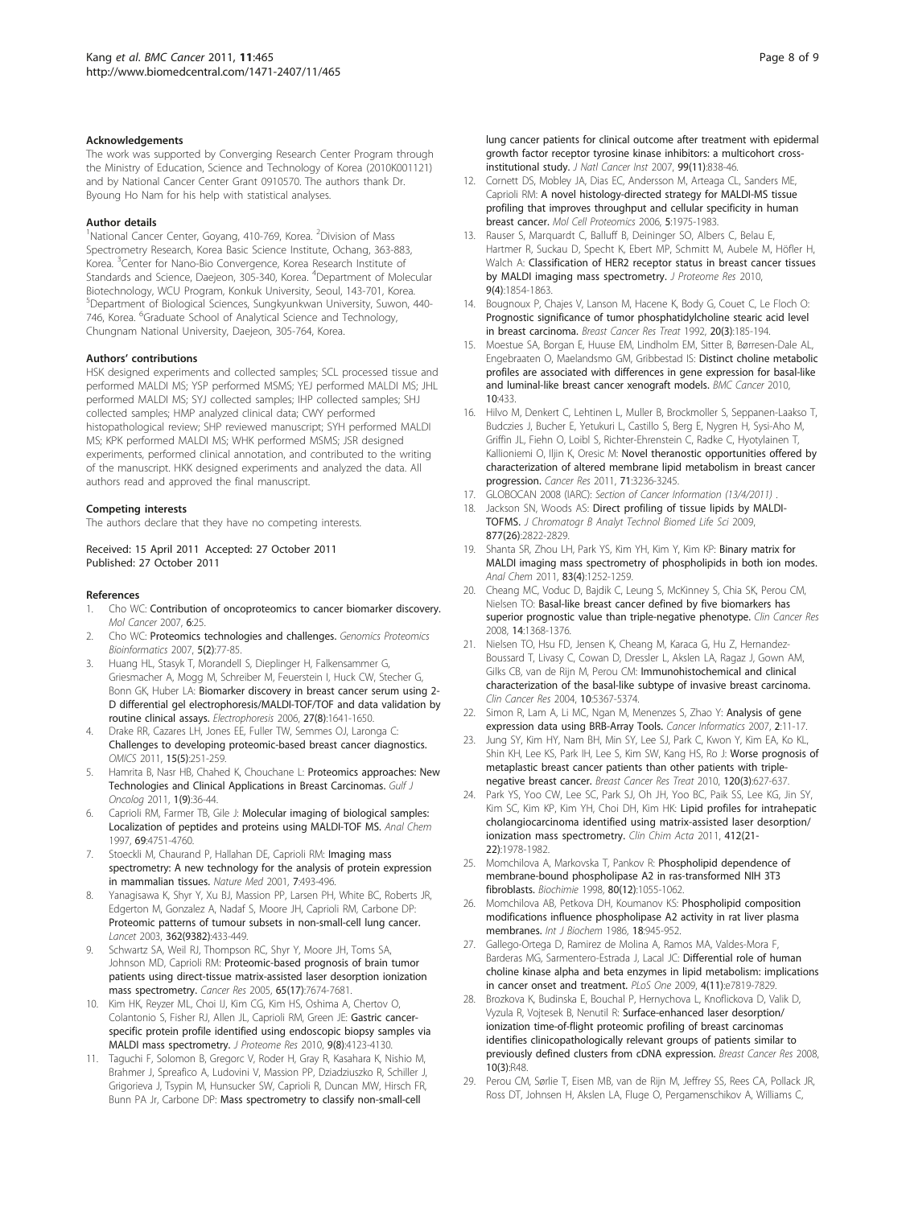#### Acknowledgements

The work was supported by Converging Research Center Program through the Ministry of Education, Science and Technology of Korea (2010K001121) and by National Cancer Center Grant 0910570. The authors thank Dr. Byoung Ho Nam for his help with statistical analyses.

#### Author details

[1]National Cancer Center, Goyang, 410-769, Korea. [2]Division of Mass Spectrometry Research, Korea Basic Science Institute, Ochang, 363-883, Korea. [3]Center for Nano-Bio Convergence, Korea Research Institute of Standards and Science, Daejeon, 305-340, Korea. [4]Department of Molecular Biotechnology, WCU Program, Konkuk University, Seoul, 143-701, Korea. [5]Department of Biological Sciences, Sungkyunkwan University, Suwon, 440-746, Korea. [6]Graduate School of Analytical Science and Technology, Chungnam National University, Daejeon, 305-764, Korea.

#### Authors' contributions

HSK designed experiments and collected samples; SCL processed tissue and performed MALDI MS; YSP performed MSMS; YEJ performed MALDI MS; JHL performed MALDI MS; SYJ collected samples; IHP collected samples; SHJ collected samples; HMP analyzed clinical data; CWY performed histopathological review; SHP reviewed manuscript; SYH performed MALDI MS; KPK performed MALDI MS; WHK performed MSMS; JSR designed experiments, performed clinical annotation, and contributed to the writing of the manuscript. HKK designed experiments and analyzed the data. All authors read and approved the final manuscript.

#### Competing interests

The authors declare that they have no competing interests.

Received: 15 April 2011 Accepted: 27 October 2011
Published: 27 October 2011

#### References

1. Cho WC: **Contribution of oncoproteomics to cancer biomarker discovery.** *Mol Cancer* 2007, **6**:25.
2. Cho WC: **Proteomics technologies and challenges.** *Genomics Proteomics Bioinformatics* 2007, **5(2)**:77-85.
3. Huang HL, Stasyk T, Morandell S, Dieplinger H, Falkensammer G, Griesmacher A, Mogg M, Schreiber M, Feuerstein I, Huck CW, Stecher G, Bonn GK, Huber LA: **Biomarker discovery in breast cancer serum using 2-D differential gel electrophoresis/MALDI-TOF/TOF and data validation by routine clinical assays.** *Electrophoresis* 2006, **27(8)**:1641-1650.
4. Drake RR, Cazares LH, Jones EE, Fuller TW, Semmes OJ, Laronga C: **Challenges to developing proteomic-based breast cancer diagnostics.** *OMICS* 2011, **15(5)**:251-259.
5. Hamrita B, Nasr HB, Chahed K, Chouchane L: **Proteomics approaches: New Technologies and Clinical Applications in Breast Carcinomas.** *Gulf J Oncolog* 2011, **1(9)**:36-44.
6. Caprioli RM, Farmer TB, Gile J: **Molecular imaging of biological samples: Localization of peptides and proteins using MALDI-TOF MS.** *Anal Chem* 1997, **69**:4751-4760.
7. Stoeckli M, Chaurand P, Hallahan DE, Caprioli RM: **Imaging mass spectrometry: A new technology for the analysis of protein expression in mammalian tissues.** *Nature Med* 2001, **7**:493-496.
8. Yanagisawa K, Shyr Y, Xu BJ, Massion PP, Larsen PH, White BC, Roberts JR, Edgerton M, Gonzalez A, Nadaf S, Moore JH, Caprioli RM, Carbone DP: **Proteomic patterns of tumour subsets in non-small-cell lung cancer.** *Lancet* 2003, **362(9382)**:433-449.
9. Schwartz SA, Weil RJ, Thompson RC, Shyr Y, Moore JH, Toms SA, Johnson MD, Caprioli RM: **Proteomic-based prognosis of brain tumor patients using direct-tissue matrix-assisted laser desorption ionization mass spectrometry.** *Cancer Res* 2005, **65(17)**:7674-7681.
10. Kim HK, Reyzer ML, Choi IJ, Kim CG, Kim HS, Oshima A, Chertov O, Colantonio S, Fisher RJ, Allen JL, Caprioli RM, Green JE: **Gastric cancer-specific protein profile identified using endoscopic biopsy samples via MALDI mass spectrometry.** *J Proteome Res* 2010, **9(8)**:4123-4130.
11. Taguchi F, Solomon B, Gregorc V, Roder H, Gray R, Kasahara K, Nishio M, Brahmer J, Spreafico A, Ludovini V, Massion PP, Dziadziuszko R, Schiller J, Grigorieva J, Tsypin M, Hunsucker SW, Caprioli R, Duncan MW, Hirsch FR, Bunn PA Jr, Carbone DP: **Mass spectrometry to classify non-small-cell lung cancer patients for clinical outcome after treatment with epidermal growth factor receptor tyrosine kinase inhibitors: a multicohort cross-institutional study.** *J Natl Cancer Inst* 2007, **99(11)**:838-46.
12. Cornett DS, Mobley JA, Dias EC, Andersson M, Arteaga CL, Sanders ME, Caprioli RM: **A novel histology-directed strategy for MALDI-MS tissue profiling that improves throughput and cellular specificity in human breast cancer.** *Mol Cell Proteomics* 2006, **5**:1975-1983.
13. Rauser S, Marquardt C, Balluff B, Deininger SO, Albers C, Belau E, Hartmer R, Suckau D, Specht K, Ebert MP, Schmitt M, Aubele M, Höfler H, Walch A: **Classification of HER2 receptor status in breast cancer tissues by MALDI imaging mass spectrometry.** *J Proteome Res* 2010, **9(4)**:1854-1863.
14. Bougnoux P, Chajes V, Lanson M, Hacene K, Body G, Couet C, Le Floch O: **Prognostic significance of tumor phosphatidylcholine stearic acid level in breast carcinoma.** *Breast Cancer Res Treat* 1992, **20(3)**:185-194.
15. Moestue SA, Borgan E, Huuse EM, Lindholm EM, Sitter B, Børresen-Dale AL, Engebraaten O, Maelandsmo GM, Gribbestad IS: **Distinct choline metabolic profiles are associated with differences in gene expression for basal-like and luminal-like breast cancer xenograft models.** *BMC Cancer* 2010, **10**:433.
16. Hilvo M, Denkert C, Lehtinen L, Muller B, Brockmoller S, Seppanen-Laakso T, Budczies J, Bucher E, Yetukuri L, Castillo S, Berg E, Nygren H, Sysi-Aho M, Griffin JL, Fiehn O, Loibl S, Richter-Ehrenstein C, Radke C, Hyotylainen T, Kallioniemi O, Iljin K, Oresic M: **Novel theranostic opportunities offered by characterization of altered membrane lipid metabolism in breast cancer progression.** *Cancer Res* 2011, **71**:3236-3245.
17. GLOBOCAN 2008 (IARC): *Section of Cancer Information (13/4/2011)* .
18. Jackson SN, Woods AS: **Direct profiling of tissue lipids by MALDI-TOFMS.** *J Chromatogr B Analyt Technol Biomed Life Sci* 2009, **877(26)**:2822-2829.
19. Shanta SR, Zhou LH, Park YS, Kim YH, Kim Y, Kim KP: **Binary matrix for MALDI imaging mass spectrometry of phospholipids in both ion modes.** *Anal Chem* 2011, **83(4)**:1252-1259.
20. Cheang MC, Voduc D, Bajdik C, Leung S, McKinney S, Chia SK, Perou CM, Nielsen TO: **Basal-like breast cancer defined by five biomarkers has superior prognostic value than triple-negative phenotype.** *Clin Cancer Res* 2008, **14**:1368-1376.
21. Nielsen TO, Hsu FD, Jensen K, Cheang M, Karaca G, Hu Z, Hernandez-Boussard T, Livasy C, Cowan D, Dressler L, Akslen LA, Ragaz J, Gown AM, Gilks CB, van de Rijn M, Perou CM: **Immunohistochemical and clinical characterization of the basal-like subtype of invasive breast carcinoma.** *Clin Cancer Res* 2004, **10**:5367-5374.
22. Simon R, Lam A, Li MC, Ngan M, Menenzes S, Zhao Y: **Analysis of gene expression data using BRB-Array Tools.** *Cancer Informatics* 2007, **2**:11-17.
23. Jung SY, Kim HY, Nam BH, Min SY, Lee SJ, Park C, Kwon Y, Kim EA, Ko KL, Shin KH, Lee KS, Park IH, Lee S, Kim SW, Kang HS, Ro J: **Worse prognosis of metaplastic breast cancer patients than other patients with triple-negative breast cancer.** *Breast Cancer Res Treat* 2010, **120(3)**:627-637.
24. Park YS, Yoo CW, Lee SC, Park SJ, Oh JH, Yoo BC, Paik SS, Lee KG, Jin SY, Kim SC, Kim KP, Kim YH, Choi DH, Kim HK: **Lipid profiles for intrahepatic cholangiocarcinoma identified using matrix-assisted laser desorption/ionization mass spectrometry.** *Clin Chim Acta* 2011, **412(21-22)**:1978-1982.
25. Momchilova A, Markovska T, Pankov R: **Phospholipid dependence of membrane-bound phospholipase A2 in ras-transformed NIH 3T3 fibroblasts.** *Biochimie* 1998, **80(12)**:1055-1062.
26. Momchilova AB, Petkova DH, Koumanov KS: **Phospholipid composition modifications influence phospholipase A2 activity in rat liver plasma membranes.** *Int J Biochem* 1986, **18**:945-952.
27. Gallego-Ortega D, Ramirez de Molina A, Ramos MA, Valdes-Mora F, Barderas MG, Sarmentero-Estrada J, Lacal JC: **Differential role of human choline kinase alpha and beta enzymes in lipid metabolism: implications in cancer onset and treatment.** *PLoS One* 2009, **4(11)**:e7819-7829.
28. Brozkova K, Budinska E, Bouchal P, Hernychova L, Knoflickova D, Valik D, Vyzula R, Vojtesek B, Nenutil R: **Surface-enhanced laser desorption/ionization time-of-flight proteomic profiling of breast carcinomas identifies clinicopathologically relevant groups of patients similar to previously defined clusters from cDNA expression.** *Breast Cancer Res* 2008, **10(3)**:R48.
29. Perou CM, Sørlie T, Eisen MB, van de Rijn M, Jeffrey SS, Rees CA, Pollack JR, Ross DT, Johnsen H, Akslen LA, Fluge O, Pergamenschikov A, Williams C,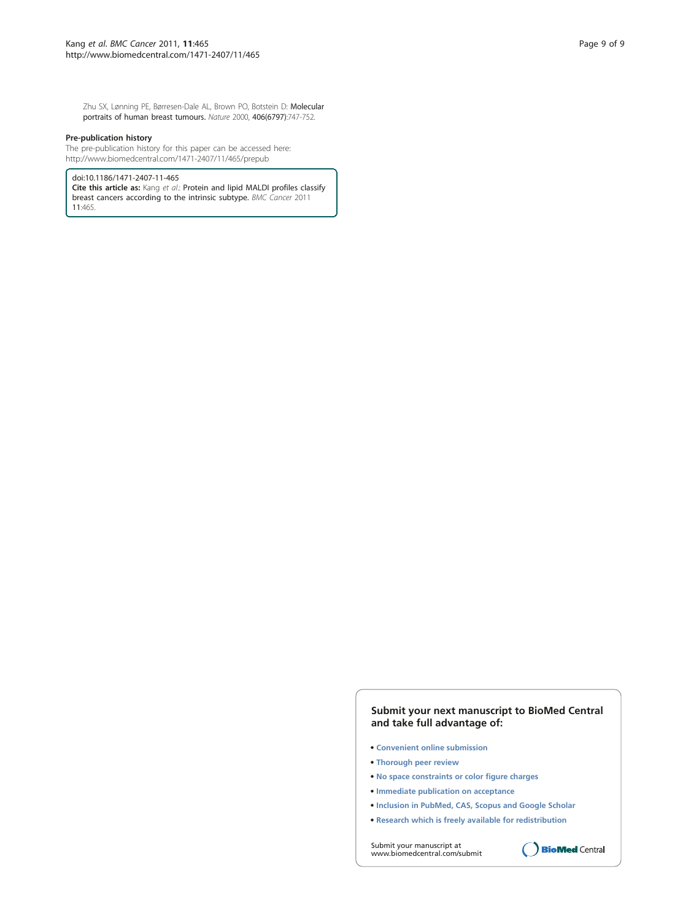Zhu SX, Lønning PE, Børresen-Dale AL, Brown PO, Botstein D: **Molecular portraits of human breast tumours.** *Nature* 2000, **406(6797)**:747-752.

**Pre-publication history**

The pre-publication history for this paper can be accessed here:
http://www.biomedcentral.com/1471-2407/11/465/prepub

doi:10.1186/1471-2407-11-465
**Cite this article as:** Kang *et al.*: Protein and lipid MALDI profiles classify breast cancers according to the intrinsic subtype. *BMC Cancer* 2011 **11**:465.

**Submit your next manuscript to BioMed Central and take full advantage of:**

- **Convenient online submission**
- **Thorough peer review**
- **No space constraints or color figure charges**
- **Immediate publication on acceptance**
- **Inclusion in PubMed, CAS, Scopus and Google Scholar**
- **Research which is freely available for redistribution**

Submit your manuscript at
www.biomedcentral.com/submit

BioMed Central